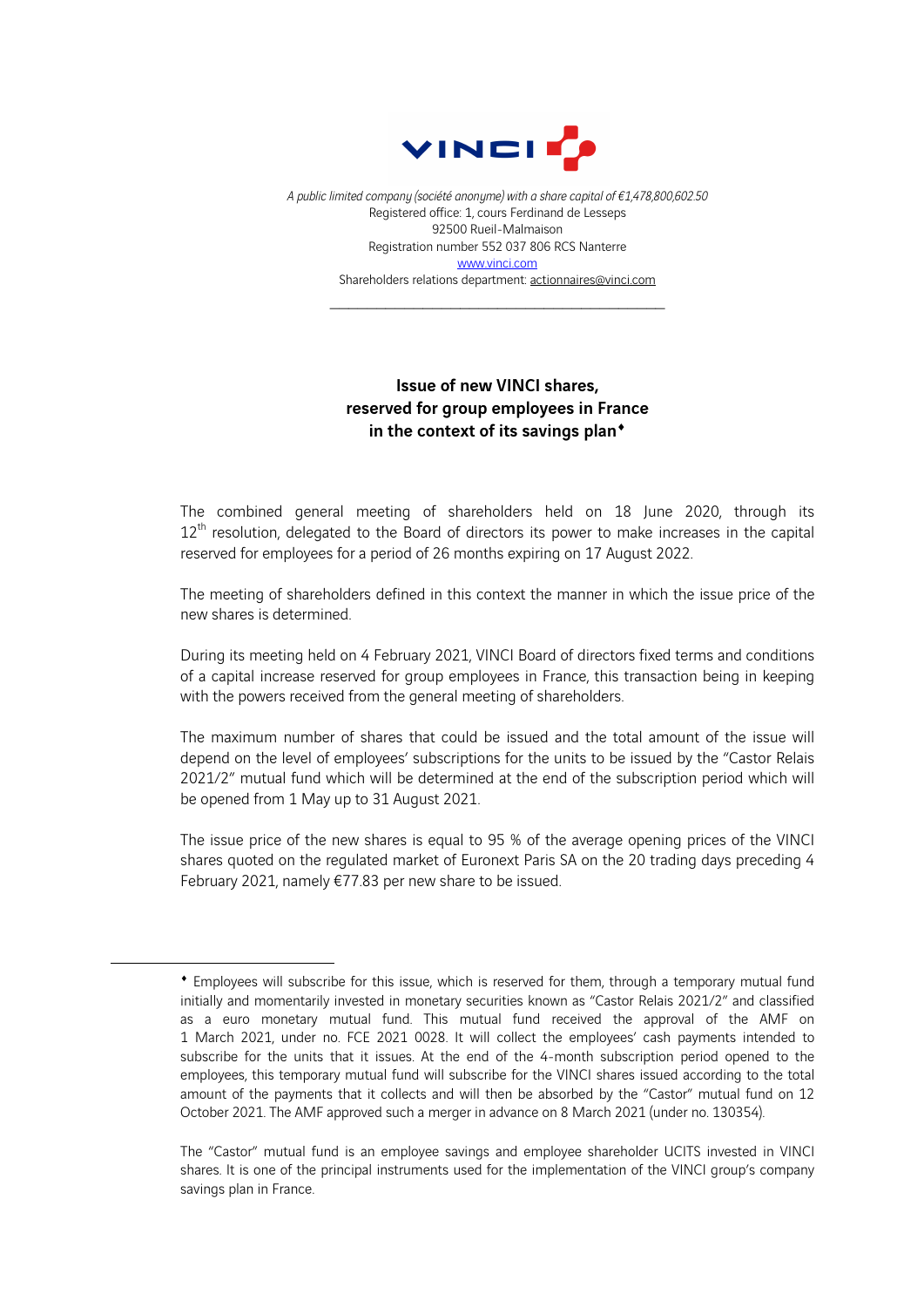*A public limited company (société anonyme) with a share capital of €1,478,800,602.50*
Registered office: 1, cours Ferdinand de Lesseps
92500 Rueil-Malmaison
Registration number 552 037 806 RCS Nanterre
www.vinci.com
Shareholders relations department: actionnaires@vinci.com

---

## Issue of new VINCI shares, reserved for group employees in France in the context of its savings plan♦

The combined general meeting of shareholders held on 18 June 2020, through its 12th resolution, delegated to the Board of directors its power to make increases in the capital reserved for employees for a period of 26 months expiring on 17 August 2022.

The meeting of shareholders defined in this context the manner in which the issue price of the new shares is determined.

During its meeting held on 4 February 2021, VINCI Board of directors fixed terms and conditions of a capital increase reserved for group employees in France, this transaction being in keeping with the powers received from the general meeting of shareholders.

The maximum number of shares that could be issued and the total amount of the issue will depend on the level of employees' subscriptions for the units to be issued by the "Castor Relais 2021/2" mutual fund which will be determined at the end of the subscription period which will be opened from 1 May up to 31 August 2021.

The issue price of the new shares is equal to 95 % of the average opening prices of the VINCI shares quoted on the regulated market of Euronext Paris SA on the 20 trading days preceding 4 February 2021, namely €77.83 per new share to be issued.

---

♦ Employees will subscribe for this issue, which is reserved for them, through a temporary mutual fund initially and momentarily invested in monetary securities known as "Castor Relais 2021/2" and classified as a euro monetary mutual fund. This mutual fund received the approval of the AMF on 1 March 2021, under no. FCE 2021 0028. It will collect the employees' cash payments intended to subscribe for the units that it issues. At the end of the 4-month subscription period opened to the employees, this temporary mutual fund will subscribe for the VINCI shares issued according to the total amount of the payments that it collects and will then be absorbed by the "Castor" mutual fund on 12 October 2021. The AMF approved such a merger in advance on 8 March 2021 (under no. 130354).

The "Castor" mutual fund is an employee savings and employee shareholder UCITS invested in VINCI shares. It is one of the principal instruments used for the implementation of the VINCI group's company savings plan in France.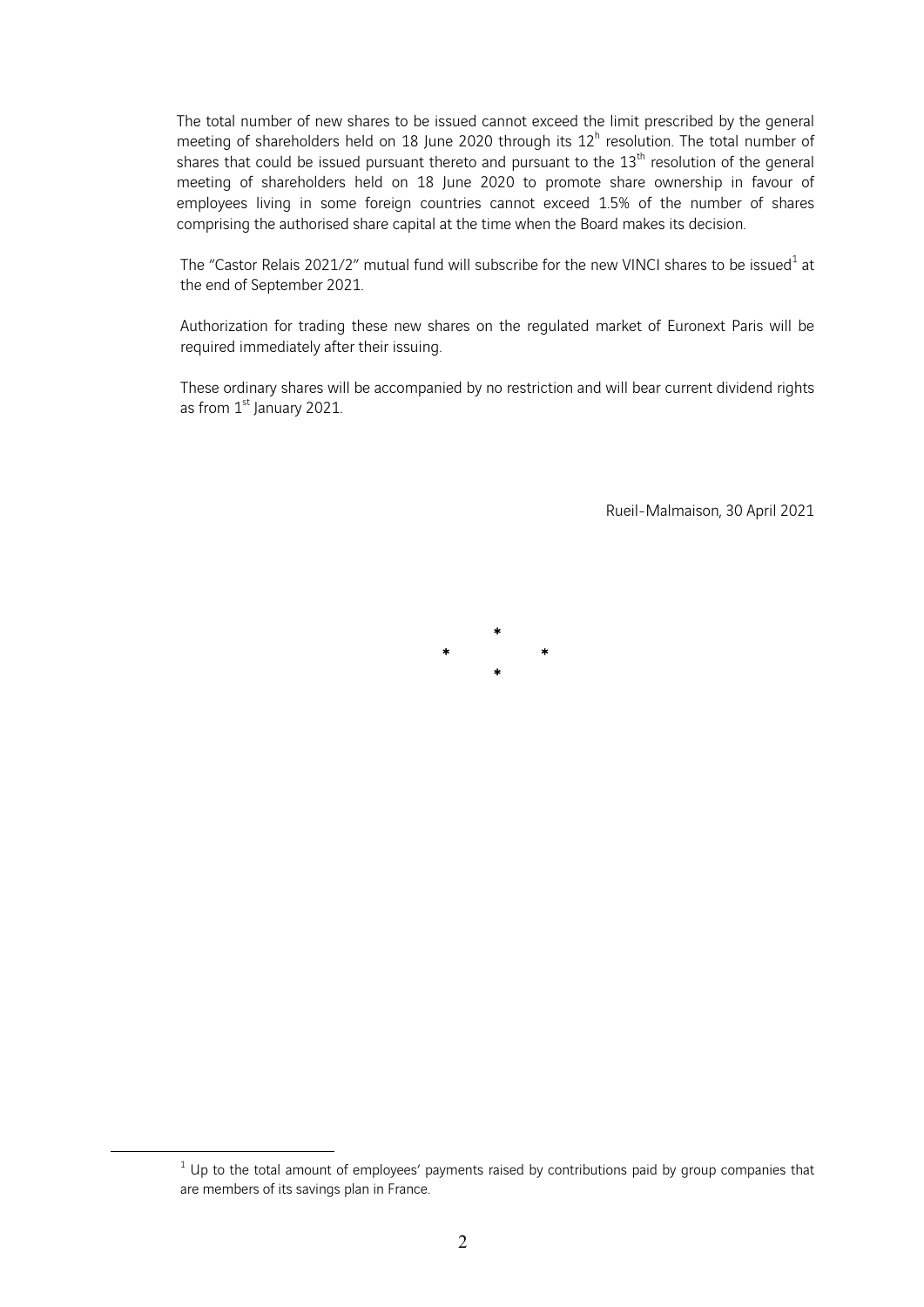The total number of new shares to be issued cannot exceed the limit prescribed by the general meeting of shareholders held on 18 June 2020 through its 12[h] resolution. The total number of shares that could be issued pursuant thereto and pursuant to the 13[th] resolution of the general meeting of shareholders held on 18 June 2020 to promote share ownership in favour of employees living in some foreign countries cannot exceed 1.5% of the number of shares comprising the authorised share capital at the time when the Board makes its decision.

The "Castor Relais 2021/2" mutual fund will subscribe for the new VINCI shares to be issued[1] at the end of September 2021.

Authorization for trading these new shares on the regulated market of Euronext Paris will be required immediately after their issuing.

These ordinary shares will be accompanied by no restriction and will bear current dividend rights as from 1[st] January 2021.

Rueil-Malmaison, 30 April 2021

\*

\* \*

\*

---

[1] Up to the total amount of employees' payments raised by contributions paid by group companies that are members of its savings plan in France.